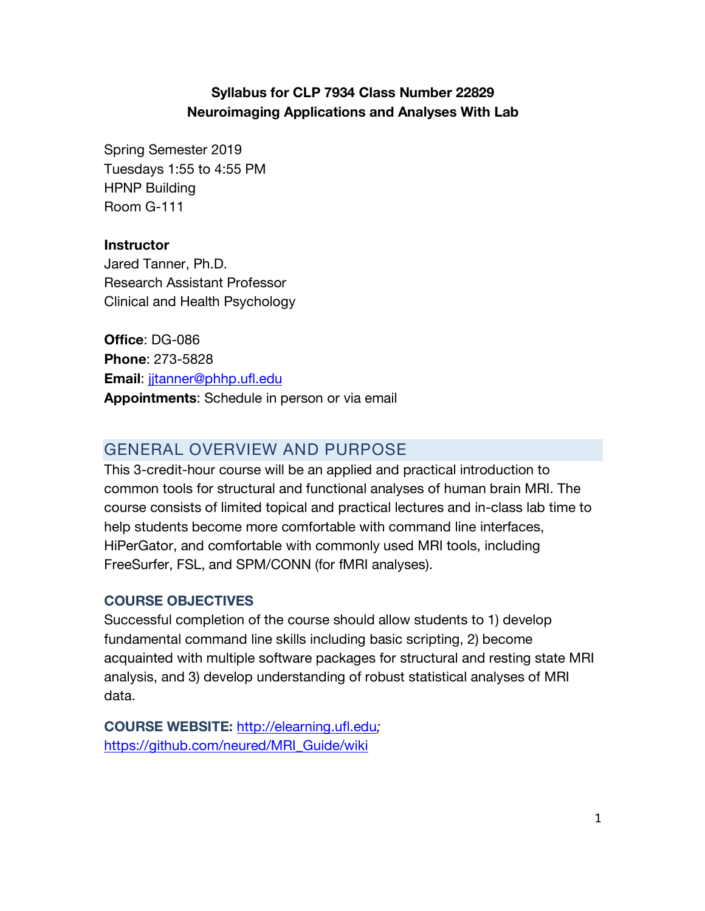**Syllabus for CLP 7934 Class Number 22829**
**Neuroimaging Applications and Analyses With Lab**

Spring Semester 2019
Tuesdays 1:55 to 4:55 PM
HPNP Building
Room G-111

**Instructor**
Jared Tanner, Ph.D.
Research Assistant Professor
Clinical and Health Psychology

**Office**: DG-086
**Phone**: 273-5828
**Email**: jjtanner@phhp.ufl.edu
**Appointments**: Schedule in person or via email

## GENERAL OVERVIEW AND PURPOSE

This 3-credit-hour course will be an applied and practical introduction to common tools for structural and functional analyses of human brain MRI. The course consists of limited topical and practical lectures and in-class lab time to help students become more comfortable with command line interfaces, HiPerGator, and comfortable with commonly used MRI tools, including FreeSurfer, FSL, and SPM/CONN (for fMRI analyses).

### COURSE OBJECTIVES

Successful completion of the course should allow students to 1) develop fundamental command line skills including basic scripting, 2) become acquainted with multiple software packages for structural and resting state MRI analysis, and 3) develop understanding of robust statistical analyses of MRI data.

**COURSE WEBSITE:** http://elearning.ufl.edu; https://github.com/neured/MRI_Guide/wiki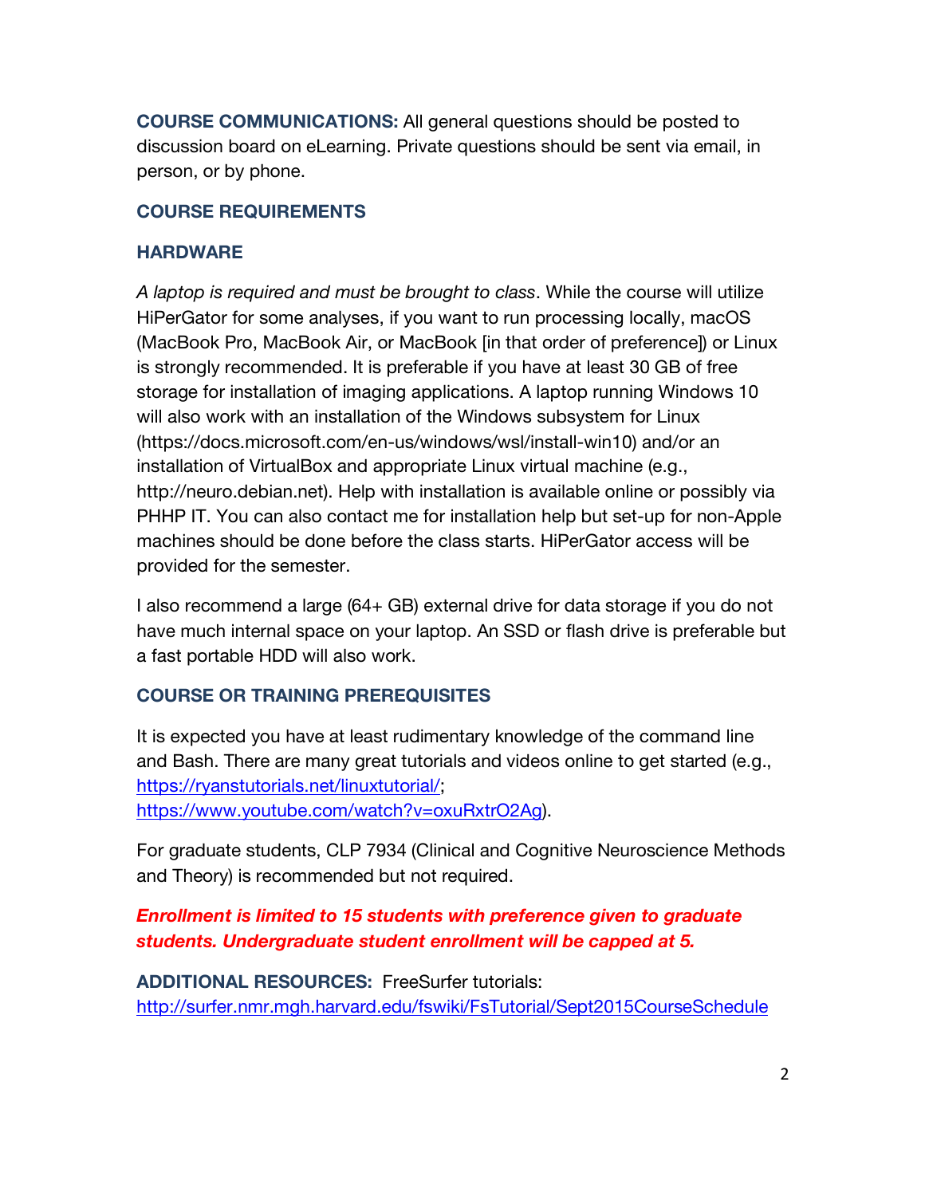**COURSE COMMUNICATIONS:** All general questions should be posted to discussion board on eLearning. Private questions should be sent via email, in person, or by phone.

## COURSE REQUIREMENTS

### HARDWARE

*A laptop is required and must be brought to class*. While the course will utilize HiPerGator for some analyses, if you want to run processing locally, macOS (MacBook Pro, MacBook Air, or MacBook [in that order of preference]) or Linux is strongly recommended. It is preferable if you have at least 30 GB of free storage for installation of imaging applications. A laptop running Windows 10 will also work with an installation of the Windows subsystem for Linux (https://docs.microsoft.com/en-us/windows/wsl/install-win10) and/or an installation of VirtualBox and appropriate Linux virtual machine (e.g., http://neuro.debian.net). Help with installation is available online or possibly via PHHP IT. You can also contact me for installation help but set-up for non-Apple machines should be done before the class starts. HiPerGator access will be provided for the semester.

I also recommend a large (64+ GB) external drive for data storage if you do not have much internal space on your laptop. An SSD or flash drive is preferable but a fast portable HDD will also work.

### COURSE OR TRAINING PREREQUISITES

It is expected you have at least rudimentary knowledge of the command line and Bash. There are many great tutorials and videos online to get started (e.g., https://ryanstutorials.net/linuxtutorial/; https://www.youtube.com/watch?v=oxuRxtrO2Ag).

For graduate students, CLP 7934 (Clinical and Cognitive Neuroscience Methods and Theory) is recommended but not required.

***Enrollment is limited to 15 students with preference given to graduate students. Undergraduate student enrollment will be capped at 5.***

**ADDITIONAL RESOURCES:** FreeSurfer tutorials: http://surfer.nmr.mgh.harvard.edu/fswiki/FsTutorial/Sept2015CourseSchedule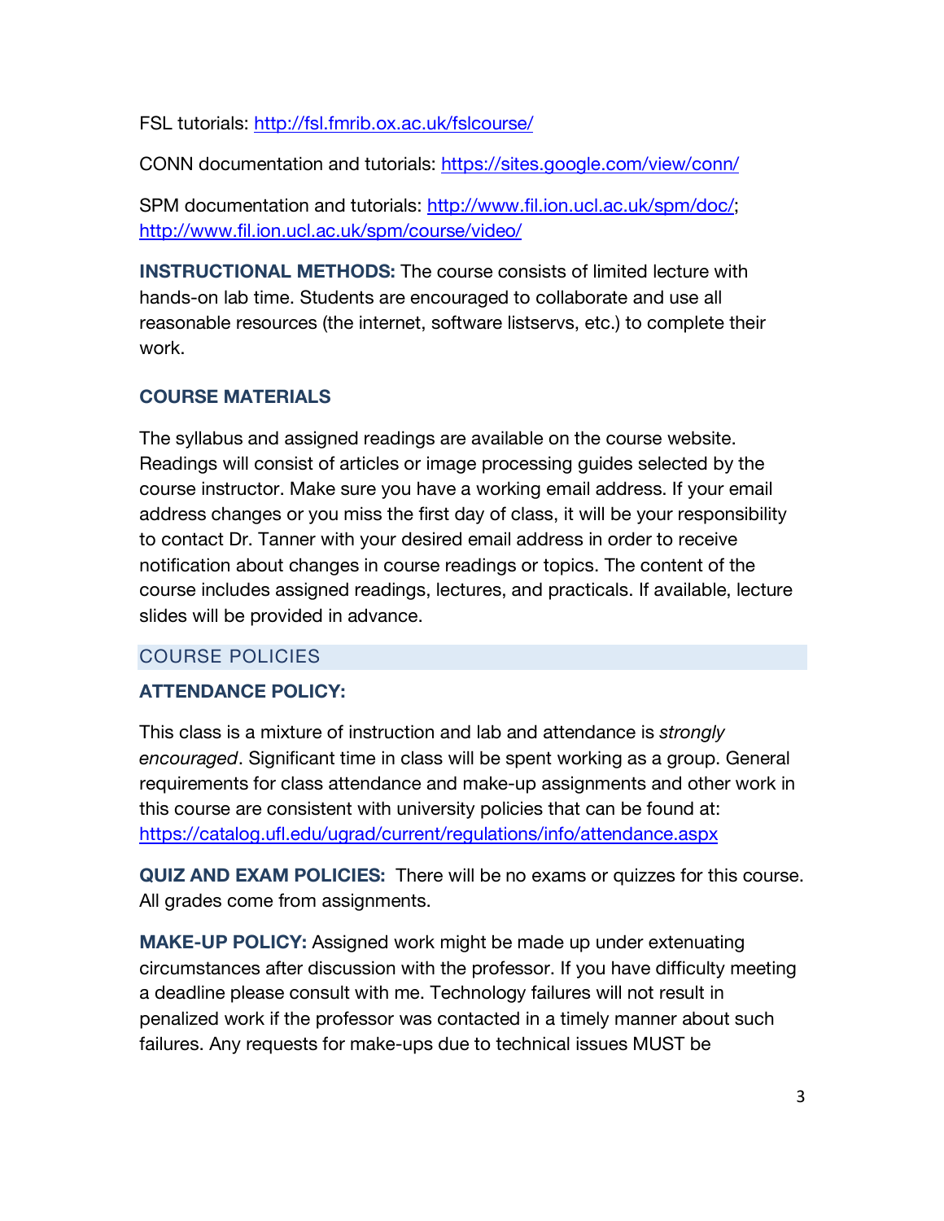FSL tutorials: http://fsl.fmrib.ox.ac.uk/fslcourse/

CONN documentation and tutorials: https://sites.google.com/view/conn/

SPM documentation and tutorials: http://www.fil.ion.ucl.ac.uk/spm/doc/; http://www.fil.ion.ucl.ac.uk/spm/course/video/

**INSTRUCTIONAL METHODS:** The course consists of limited lecture with hands-on lab time. Students are encouraged to collaborate and use all reasonable resources (the internet, software listservs, etc.) to complete their work.

**COURSE MATERIALS**

The syllabus and assigned readings are available on the course website. Readings will consist of articles or image processing guides selected by the course instructor. Make sure you have a working email address. If your email address changes or you miss the first day of class, it will be your responsibility to contact Dr. Tanner with your desired email address in order to receive notification about changes in course readings or topics. The content of the course includes assigned readings, lectures, and practicals. If available, lecture slides will be provided in advance.

## COURSE POLICIES

**ATTENDANCE POLICY:**

This class is a mixture of instruction and lab and attendance is *strongly encouraged*. Significant time in class will be spent working as a group. General requirements for class attendance and make-up assignments and other work in this course are consistent with university policies that can be found at: https://catalog.ufl.edu/ugrad/current/regulations/info/attendance.aspx

**QUIZ AND EXAM POLICIES:** There will be no exams or quizzes for this course. All grades come from assignments.

**MAKE-UP POLICY:** Assigned work might be made up under extenuating circumstances after discussion with the professor. If you have difficulty meeting a deadline please consult with me. Technology failures will not result in penalized work if the professor was contacted in a timely manner about such failures. Any requests for make-ups due to technical issues MUST be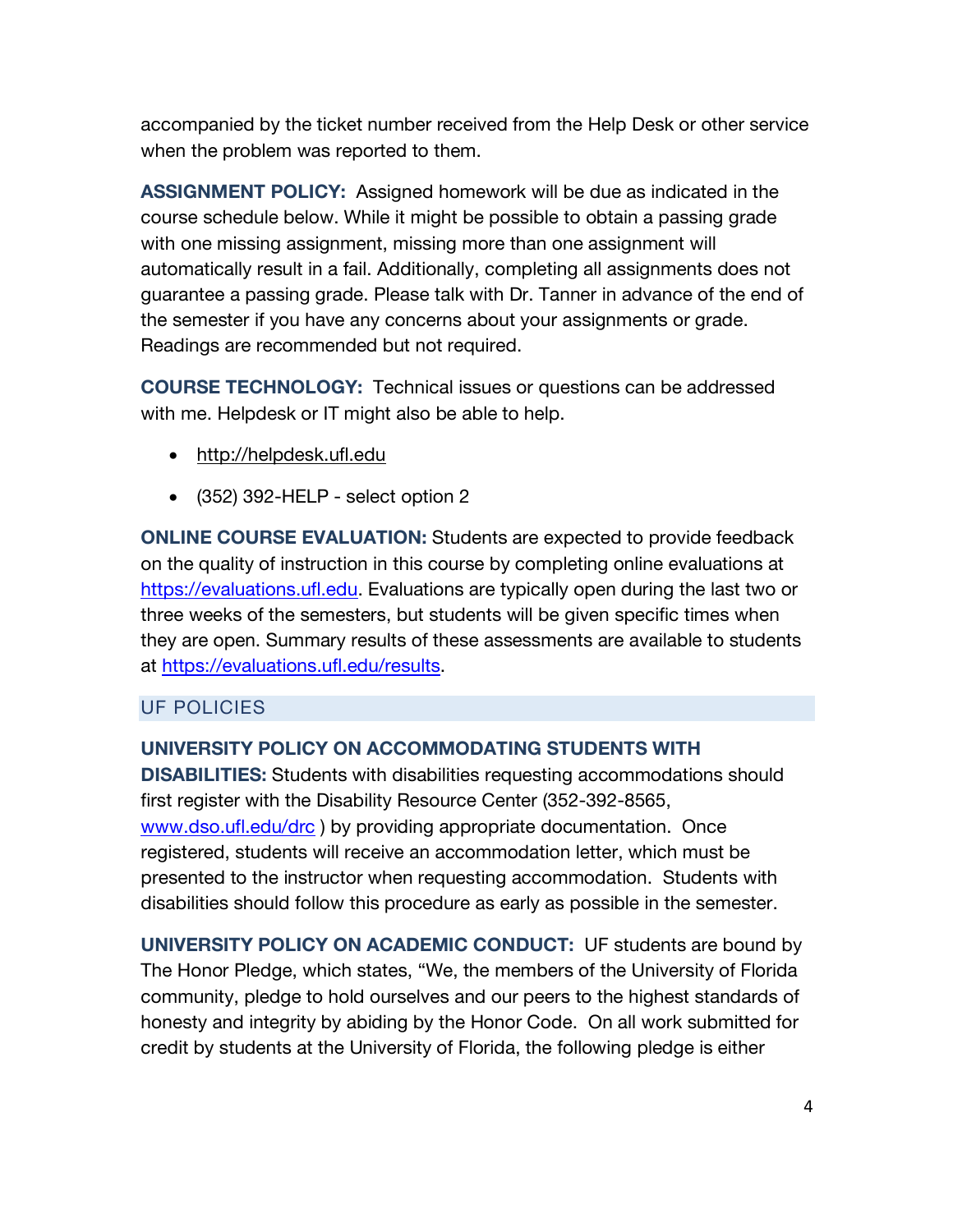accompanied by the ticket number received from the Help Desk or other service when the problem was reported to them.

**ASSIGNMENT POLICY:** Assigned homework will be due as indicated in the course schedule below. While it might be possible to obtain a passing grade with one missing assignment, missing more than one assignment will automatically result in a fail. Additionally, completing all assignments does not guarantee a passing grade. Please talk with Dr. Tanner in advance of the end of the semester if you have any concerns about your assignments or grade. Readings are recommended but not required.

**COURSE TECHNOLOGY:** Technical issues or questions can be addressed with me. Helpdesk or IT might also be able to help.

- http://helpdesk.ufl.edu
- (352) 392-HELP - select option 2

**ONLINE COURSE EVALUATION:** Students are expected to provide feedback on the quality of instruction in this course by completing online evaluations at https://evaluations.ufl.edu. Evaluations are typically open during the last two or three weeks of the semesters, but students will be given specific times when they are open. Summary results of these assessments are available to students at https://evaluations.ufl.edu/results.

## UF POLICIES

**UNIVERSITY POLICY ON ACCOMMODATING STUDENTS WITH DISABILITIES:** Students with disabilities requesting accommodations should first register with the Disability Resource Center (352-392-8565, www.dso.ufl.edu/drc ) by providing appropriate documentation. Once registered, students will receive an accommodation letter, which must be presented to the instructor when requesting accommodation. Students with disabilities should follow this procedure as early as possible in the semester.

**UNIVERSITY POLICY ON ACADEMIC CONDUCT:** UF students are bound by The Honor Pledge, which states, "We, the members of the University of Florida community, pledge to hold ourselves and our peers to the highest standards of honesty and integrity by abiding by the Honor Code. On all work submitted for credit by students at the University of Florida, the following pledge is either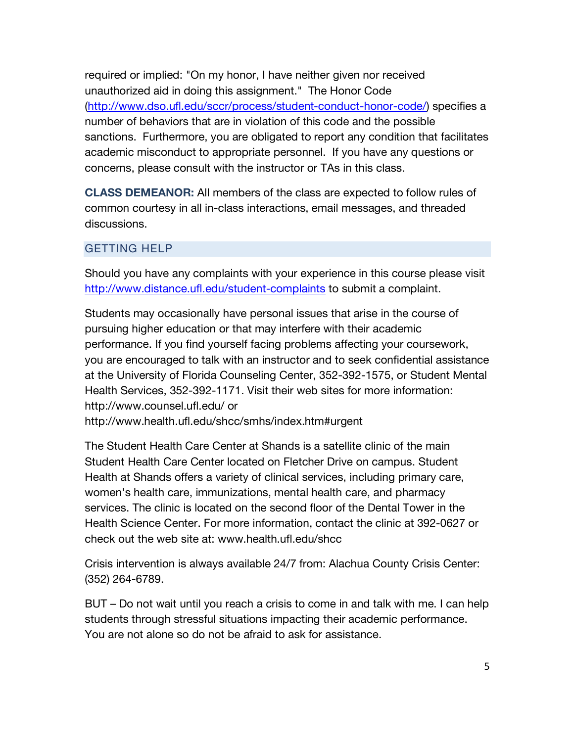required or implied: "On my honor, I have neither given nor received unauthorized aid in doing this assignment." The Honor Code ([http://www.dso.ufl.edu/sccr/process/student-conduct-honor-code/](http://www.dso.ufl.edu/sccr/process/student-conduct-honor-code/)) specifies a number of behaviors that are in violation of this code and the possible sanctions. Furthermore, you are obligated to report any condition that facilitates academic misconduct to appropriate personnel. If you have any questions or concerns, please consult with the instructor or TAs in this class.

**CLASS DEMEANOR:** All members of the class are expected to follow rules of common courtesy in all in-class interactions, email messages, and threaded discussions.

## GETTING HELP

Should you have any complaints with your experience in this course please visit [http://www.distance.ufl.edu/student-complaints](http://www.distance.ufl.edu/student-complaints) to submit a complaint.

Students may occasionally have personal issues that arise in the course of pursuing higher education or that may interfere with their academic performance. If you find yourself facing problems affecting your coursework, you are encouraged to talk with an instructor and to seek confidential assistance at the University of Florida Counseling Center, 352-392-1575, or Student Mental Health Services, 352-392-1171. Visit their web sites for more information: http://www.counsel.ufl.edu/ or http://www.health.ufl.edu/shcc/smhs/index.htm#urgent

The Student Health Care Center at Shands is a satellite clinic of the main Student Health Care Center located on Fletcher Drive on campus. Student Health at Shands offers a variety of clinical services, including primary care, women's health care, immunizations, mental health care, and pharmacy services. The clinic is located on the second floor of the Dental Tower in the Health Science Center. For more information, contact the clinic at 392-0627 or check out the web site at: www.health.ufl.edu/shcc

Crisis intervention is always available 24/7 from: Alachua County Crisis Center: (352) 264-6789.

BUT – Do not wait until you reach a crisis to come in and talk with me. I can help students through stressful situations impacting their academic performance. You are not alone so do not be afraid to ask for assistance.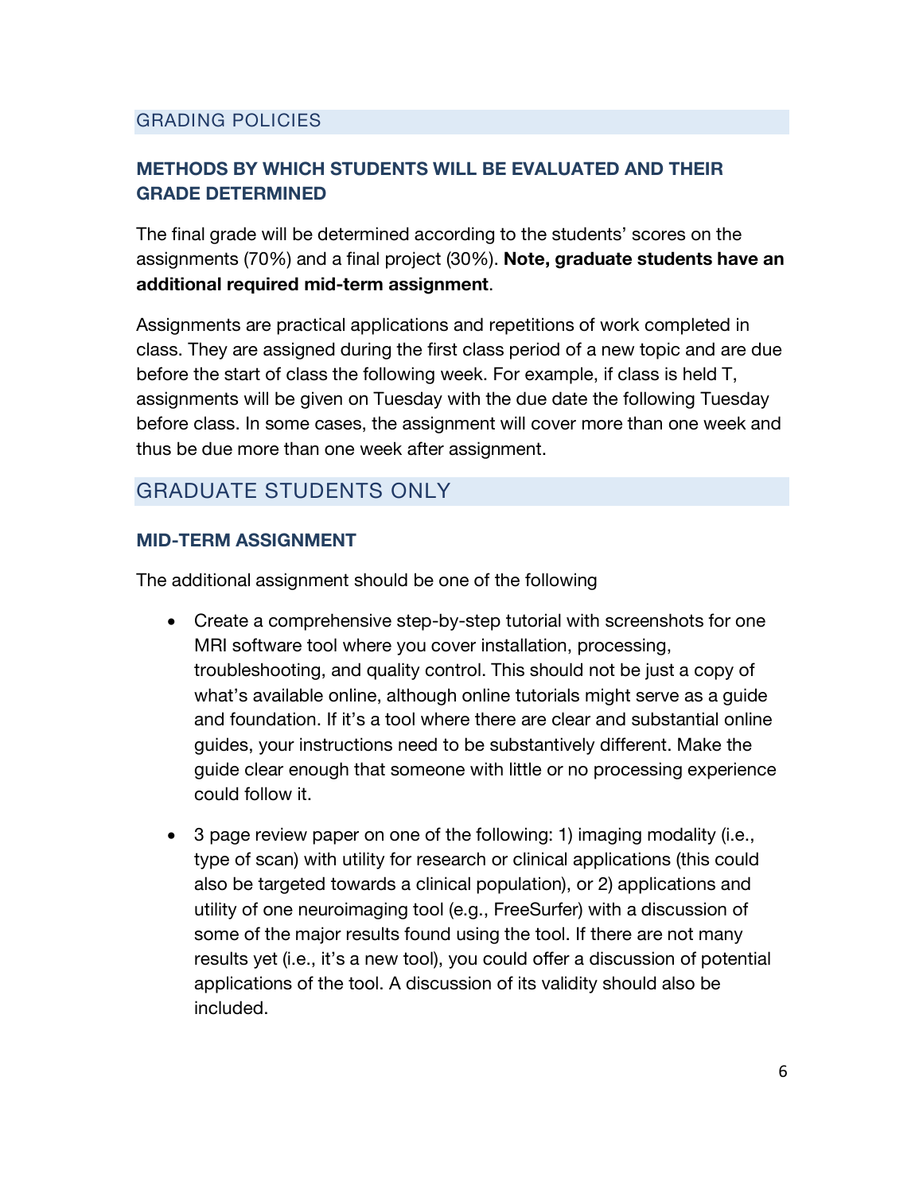## GRADING POLICIES

### METHODS BY WHICH STUDENTS WILL BE EVALUATED AND THEIR GRADE DETERMINED

The final grade will be determined according to the students' scores on the assignments (70%) and a final project (30%). **Note, graduate students have an additional required mid-term assignment**.

Assignments are practical applications and repetitions of work completed in class. They are assigned during the first class period of a new topic and are due before the start of class the following week. For example, if class is held T, assignments will be given on Tuesday with the due date the following Tuesday before class. In some cases, the assignment will cover more than one week and thus be due more than one week after assignment.

## GRADUATE STUDENTS ONLY

### MID-TERM ASSIGNMENT

The additional assignment should be one of the following

- Create a comprehensive step-by-step tutorial with screenshots for one MRI software tool where you cover installation, processing, troubleshooting, and quality control. This should not be just a copy of what's available online, although online tutorials might serve as a guide and foundation. If it's a tool where there are clear and substantial online guides, your instructions need to be substantively different. Make the guide clear enough that someone with little or no processing experience could follow it.

- 3 page review paper on one of the following: 1) imaging modality (i.e., type of scan) with utility for research or clinical applications (this could also be targeted towards a clinical population), or 2) applications and utility of one neuroimaging tool (e.g., FreeSurfer) with a discussion of some of the major results found using the tool. If there are not many results yet (i.e., it's a new tool), you could offer a discussion of potential applications of the tool. A discussion of its validity should also be included.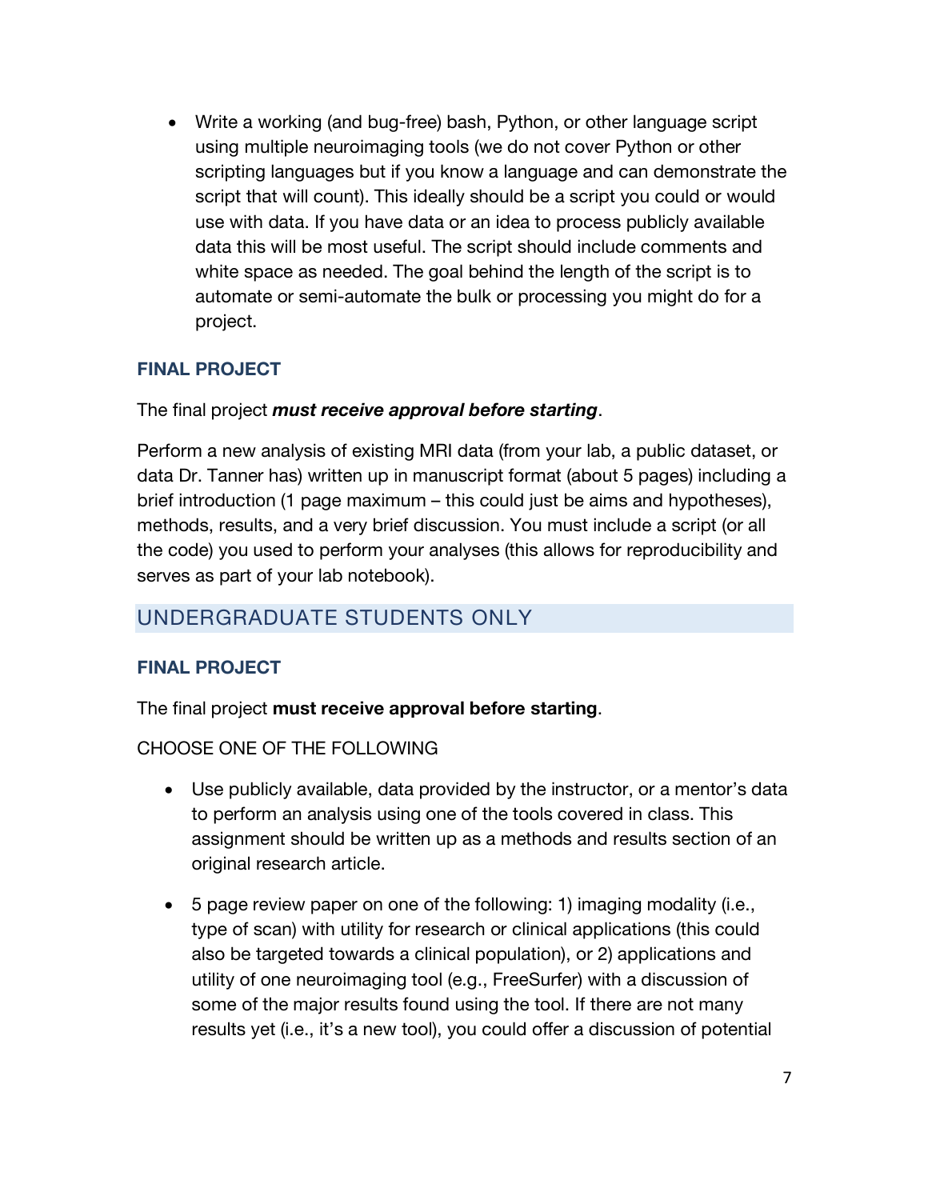- Write a working (and bug-free) bash, Python, or other language script using multiple neuroimaging tools (we do not cover Python or other scripting languages but if you know a language and can demonstrate the script that will count). This ideally should be a script you could or would use with data. If you have data or an idea to process publicly available data this will be most useful. The script should include comments and white space as needed. The goal behind the length of the script is to automate or semi-automate the bulk or processing you might do for a project.

### FINAL PROJECT

The final project ***must receive approval before starting***.

Perform a new analysis of existing MRI data (from your lab, a public dataset, or data Dr. Tanner has) written up in manuscript format (about 5 pages) including a brief introduction (1 page maximum – this could just be aims and hypotheses), methods, results, and a very brief discussion. You must include a script (or all the code) you used to perform your analyses (this allows for reproducibility and serves as part of your lab notebook).

## UNDERGRADUATE STUDENTS ONLY

### FINAL PROJECT

The final project **must receive approval before starting**.

CHOOSE ONE OF THE FOLLOWING

- Use publicly available, data provided by the instructor, or a mentor's data to perform an analysis using one of the tools covered in class. This assignment should be written up as a methods and results section of an original research article.
- 5 page review paper on one of the following: 1) imaging modality (i.e., type of scan) with utility for research or clinical applications (this could also be targeted towards a clinical population), or 2) applications and utility of one neuroimaging tool (e.g., FreeSurfer) with a discussion of some of the major results found using the tool. If there are not many results yet (i.e., it's a new tool), you could offer a discussion of potential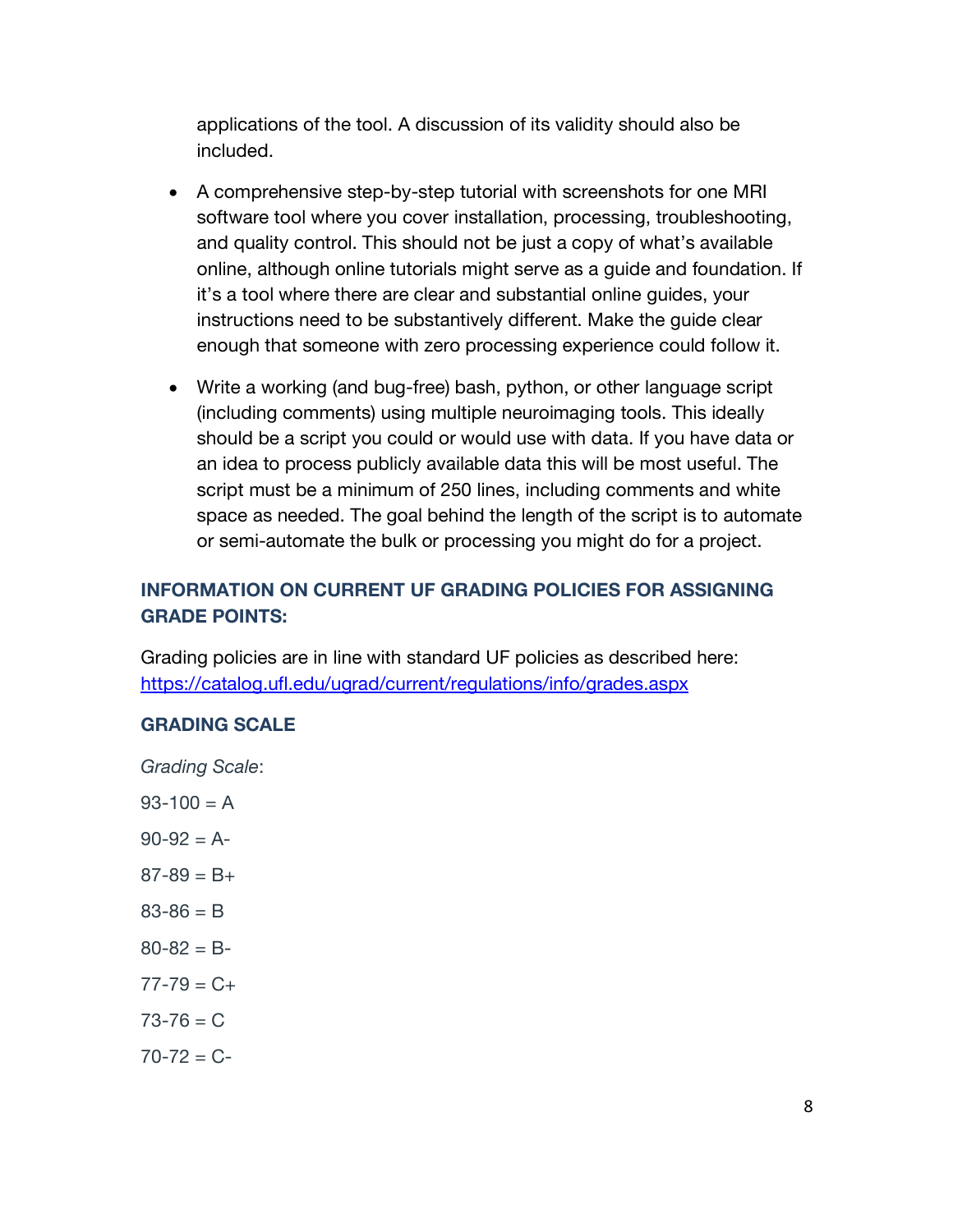applications of the tool. A discussion of its validity should also be included.

- A comprehensive step-by-step tutorial with screenshots for one MRI software tool where you cover installation, processing, troubleshooting, and quality control. This should not be just a copy of what's available online, although online tutorials might serve as a guide and foundation. If it's a tool where there are clear and substantial online guides, your instructions need to be substantively different. Make the guide clear enough that someone with zero processing experience could follow it.

- Write a working (and bug-free) bash, python, or other language script (including comments) using multiple neuroimaging tools. This ideally should be a script you could or would use with data. If you have data or an idea to process publicly available data this will be most useful. The script must be a minimum of 250 lines, including comments and white space as needed. The goal behind the length of the script is to automate or semi-automate the bulk or processing you might do for a project.

### INFORMATION ON CURRENT UF GRADING POLICIES FOR ASSIGNING GRADE POINTS:

Grading policies are in line with standard UF policies as described here: https://catalog.ufl.edu/ugrad/current/regulations/info/grades.aspx

### GRADING SCALE

*Grading Scale*:

93-100 = A

90-92 = A-

87-89 = B+

83-86 = B

80-82 = B-

77-79 = C+

73-76 = C

70-72 = C-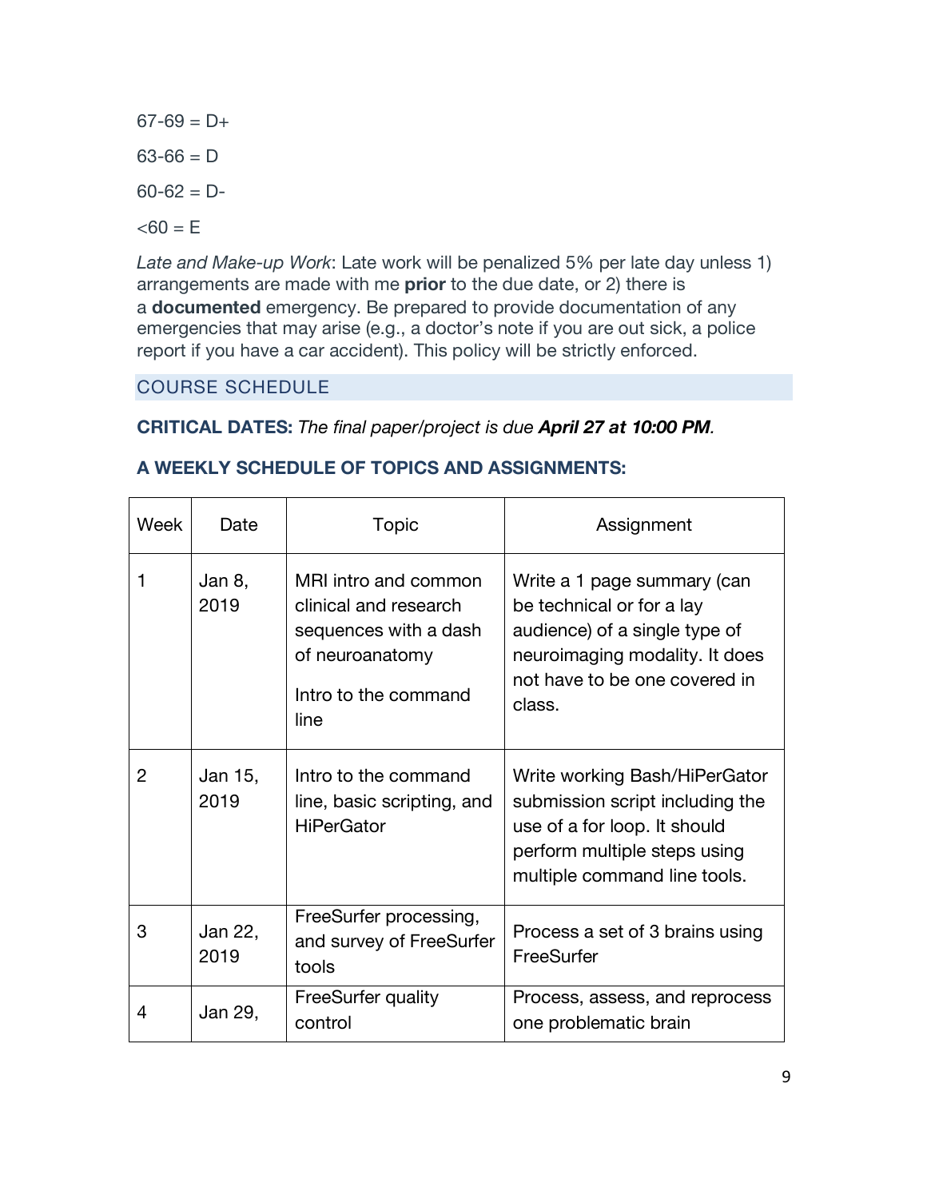67-69 = D+

63-66 = D

60-62 = D-

<60 = E

*Late and Make-up Work*: Late work will be penalized 5% per late day unless 1) arrangements are made with me **prior** to the due date, or 2) there is a **documented** emergency. Be prepared to provide documentation of any emergencies that may arise (e.g., a doctor's note if you are out sick, a police report if you have a car accident). This policy will be strictly enforced.

## COURSE SCHEDULE

**CRITICAL DATES:** *The final paper/project is due **April 27 at 10:00 PM**.*

### A WEEKLY SCHEDULE OF TOPICS AND ASSIGNMENTS:

| Week | Date | Topic | Assignment |
|---|---|---|---|
| 1 | Jan 8, 2019 | MRI intro and common clinical and research sequences with a dash of neuroanatomy<br><br>Intro to the command line | Write a 1 page summary (can be technical or for a lay audience) of a single type of neuroimaging modality. It does not have to be one covered in class. |
| 2 | Jan 15, 2019 | Intro to the command line, basic scripting, and HiPerGator | Write working Bash/HiPerGator submission script including the use of a for loop. It should perform multiple steps using multiple command line tools. |
| 3 | Jan 22, 2019 | FreeSurfer processing, and survey of FreeSurfer tools | Process a set of 3 brains using FreeSurfer |
| 4 | Jan 29, | FreeSurfer quality control | Process, assess, and reprocess one problematic brain |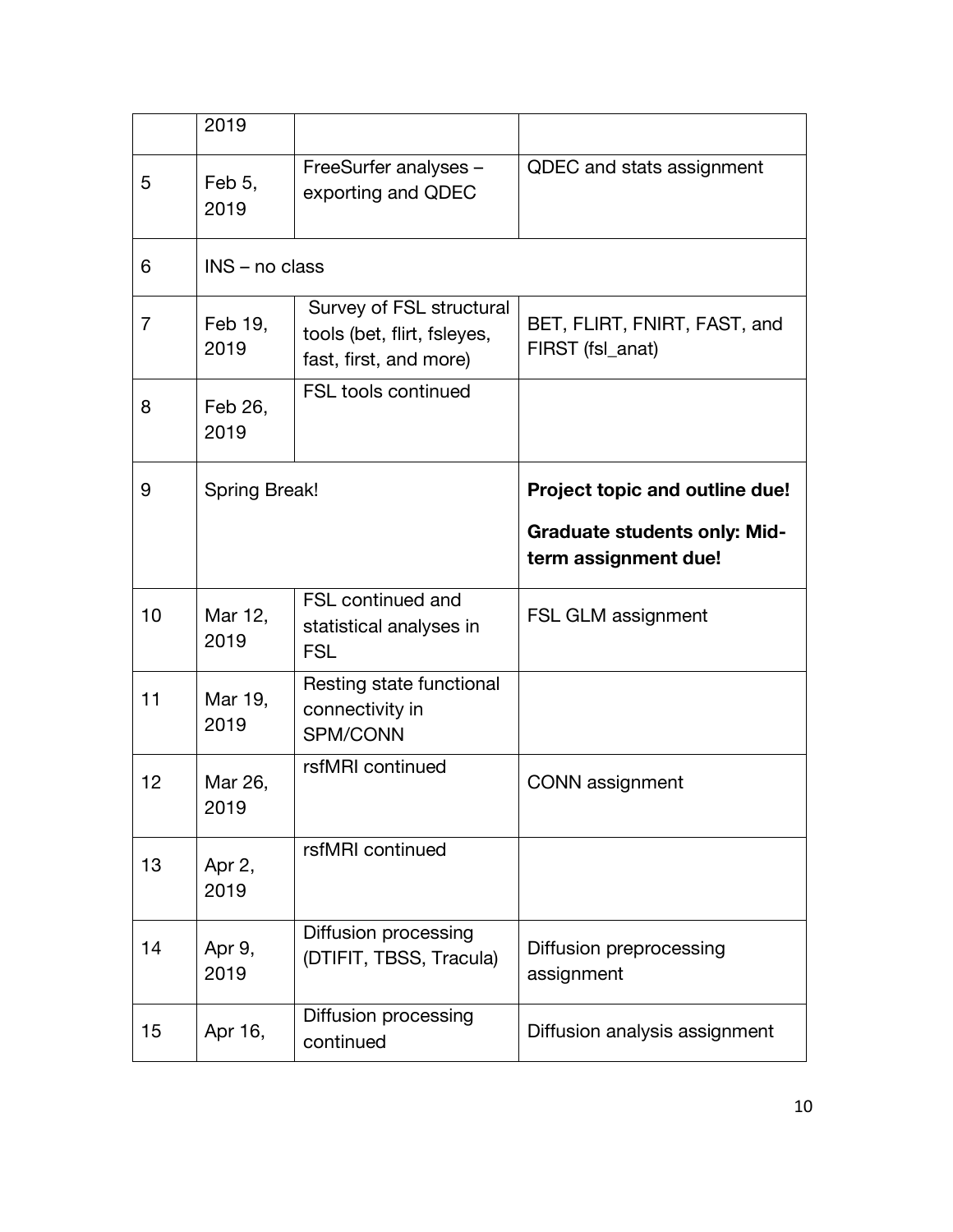| | | | |
|---|---|---|---|
| | 2019 | | |
| 5 | Feb 5, 2019 | FreeSurfer analyses – exporting and QDEC | QDEC and stats assignment |
| 6 | INS – no class | | |
| 7 | Feb 19, 2019 | Survey of FSL structural tools (bet, flirt, fsleyes, fast, first, and more) | BET, FLIRT, FNIRT, FAST, and FIRST (fsl_anat) |
| 8 | Feb 26, 2019 | FSL tools continued | |
| 9 | Spring Break! | | **Project topic and outline due!** **Graduate students only: Mid-term assignment due!** |
| 10 | Mar 12, 2019 | FSL continued and statistical analyses in FSL | FSL GLM assignment |
| 11 | Mar 19, 2019 | Resting state functional connectivity in SPM/CONN | |
| 12 | Mar 26, 2019 | rsfMRI continued | CONN assignment |
| 13 | Apr 2, 2019 | rsfMRI continued | |
| 14 | Apr 9, 2019 | Diffusion processing (DTIFIT, TBSS, Tracula) | Diffusion preprocessing assignment |
| 15 | Apr 16, | Diffusion processing continued | Diffusion analysis assignment |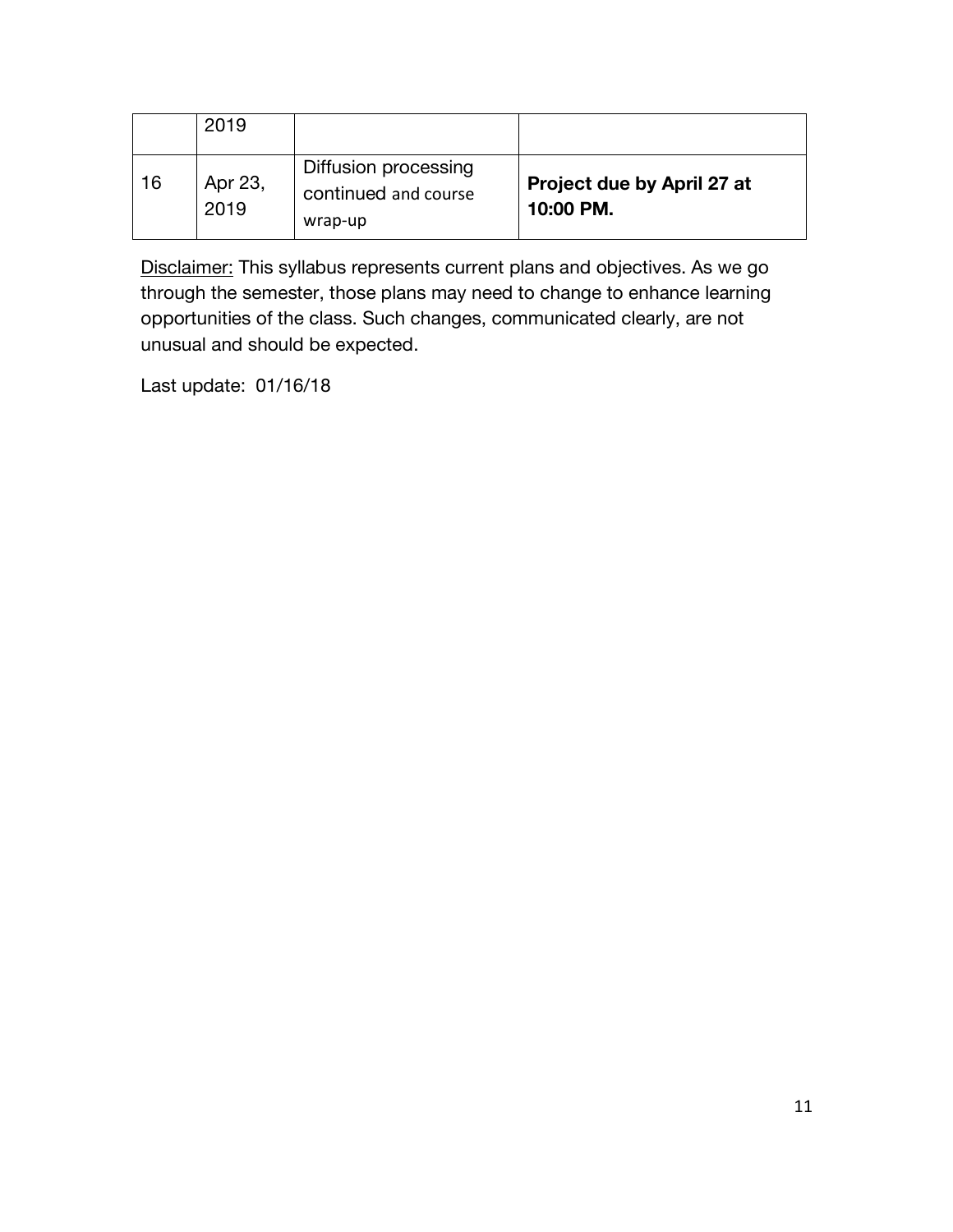| | | | |
|---|---|---|---|
| | 2019 | | |
| 16 | Apr 23, 2019 | Diffusion processing continued and course wrap-up | **Project due by April 27 at 10:00 PM.** |

<u>Disclaimer:</u> This syllabus represents current plans and objectives. As we go through the semester, those plans may need to change to enhance learning opportunities of the class. Such changes, communicated clearly, are not unusual and should be expected.

Last update: 01/16/18